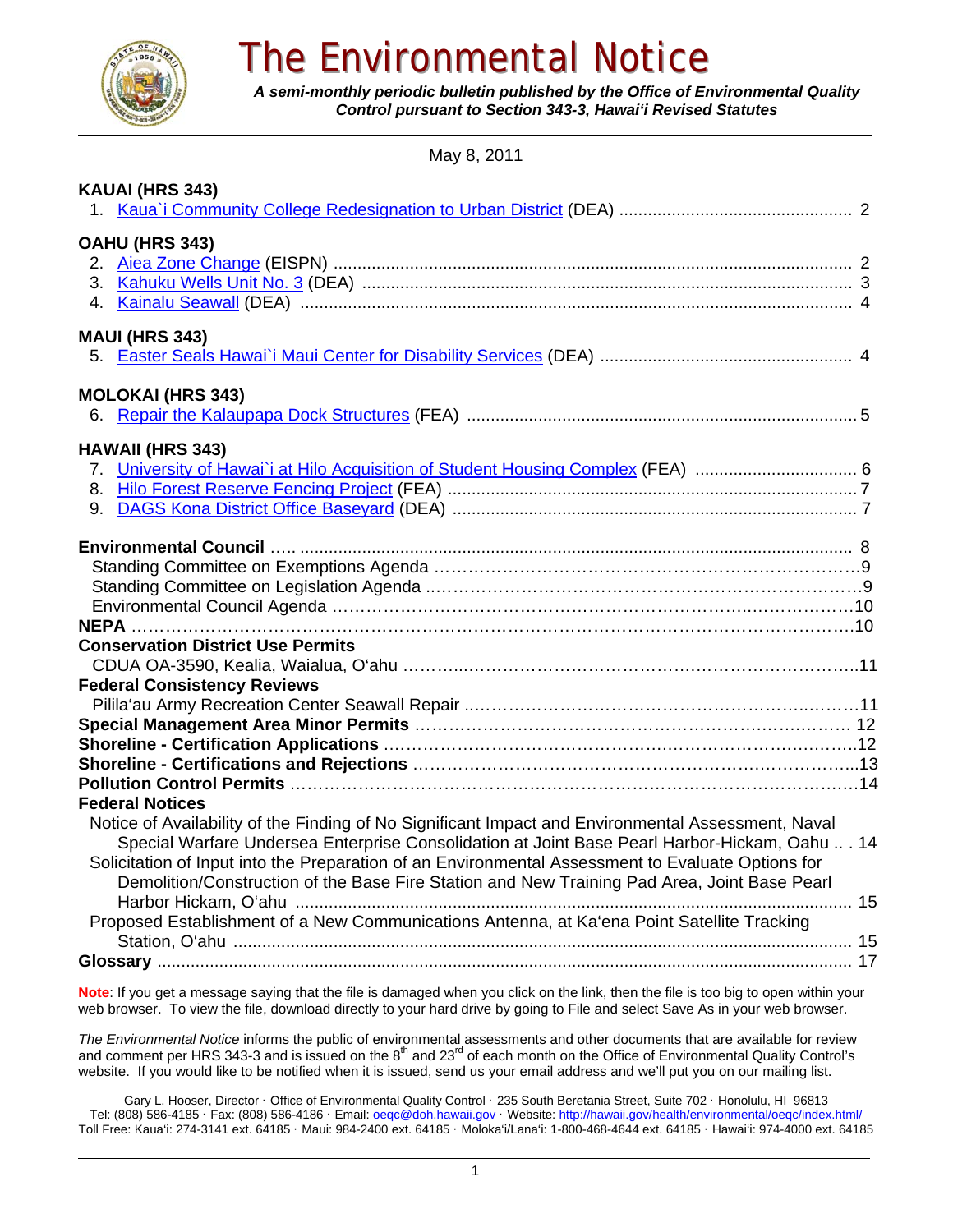# The Environmental Notice

*A semi-monthly periodic bulletin published by the Office of Environmental Quality Control pursuant to Section 343-3, Hawai'i Revised Statutes*

May 8, 2011

**KAUAI (HRS 343)**

1. Kaua`i Community College Redesignation to Urban District (DEA) ........ 2

**OAHU (HRS 343)**

2. Aiea Zone Change (EISPN) ........ 2
3. Kahuku Wells Unit No. 3 (DEA) ........ 3
4. Kainalu Seawall (DEA) ........ 4

**MAUI (HRS 343)**

5. Easter Seals Hawai`i Maui Center for Disability Services (DEA) ........ 4

**MOLOKAI (HRS 343)**

6. Repair the Kalaupapa Dock Structures (FEA) ........ 5

**HAWAII (HRS 343)**

7. University of Hawai`i at Hilo Acquisition of Student Housing Complex (FEA) ........ 6
8. Hilo Forest Reserve Fencing Project (FEA) ........ 7
9. DAGS Kona District Office Baseyard (DEA) ........ 7

**Environmental Council** ........ 8
- Standing Committee on Exemptions Agenda ........ 9
- Standing Committee on Legislation Agenda ........ 9
- Environmental Council Agenda ........ 10

**NEPA** ........ 10

**Conservation District Use Permits**
- CDUA OA-3590, Kealia, Waialua, O'ahu ........ 11

**Federal Consistency Reviews**
- Pilila'au Army Recreation Center Seawall Repair ........ 11

**Special Management Area Minor Permits** ........ 12

**Shoreline - Certification Applications** ........ 12

**Shoreline - Certifications and Rejections** ........ 13

**Pollution Control Permits** ........ 14

**Federal Notices**
- Notice of Availability of the Finding of No Significant Impact and Environmental Assessment, Naval Special Warfare Undersea Enterprise Consolidation at Joint Base Pearl Harbor-Hickam, Oahu ........ 14
- Solicitation of Input into the Preparation of an Environmental Assessment to Evaluate Options for Demolition/Construction of the Base Fire Station and New Training Pad Area, Joint Base Pearl Harbor Hickam, O'ahu ........ 15
- Proposed Establishment of a New Communications Antenna, at Ka'ena Point Satellite Tracking Station, O'ahu ........ 15

**Glossary** ........ 17

**Note**: If you get a message saying that the file is damaged when you click on the link, then the file is too big to open within your web browser. To view the file, download directly to your hard drive by going to File and select Save As in your web browser.

*The Environmental Notice* informs the public of environmental assessments and other documents that are available for review and comment per HRS 343-3 and is issued on the 8th and 23rd of each month on the Office of Environmental Quality Control's website. If you would like to be notified when it is issued, send us your email address and we'll put you on our mailing list.

Gary L. Hooser, Director · Office of Environmental Quality Control · 235 South Beretania Street, Suite 702 · Honolulu, HI 96813
Tel: (808) 586-4185 · Fax: (808) 586-4186 · Email: oeqc@doh.hawaii.gov · Website: http://hawaii.gov/health/environmental/oeqc/index.html/
Toll Free: Kaua'i: 274-3141 ext. 64185 · Maui: 984-2400 ext. 64185 · Moloka'i/Lana'i: 1-800-468-4644 ext. 64185 · Hawai'i: 974-4000 ext. 64185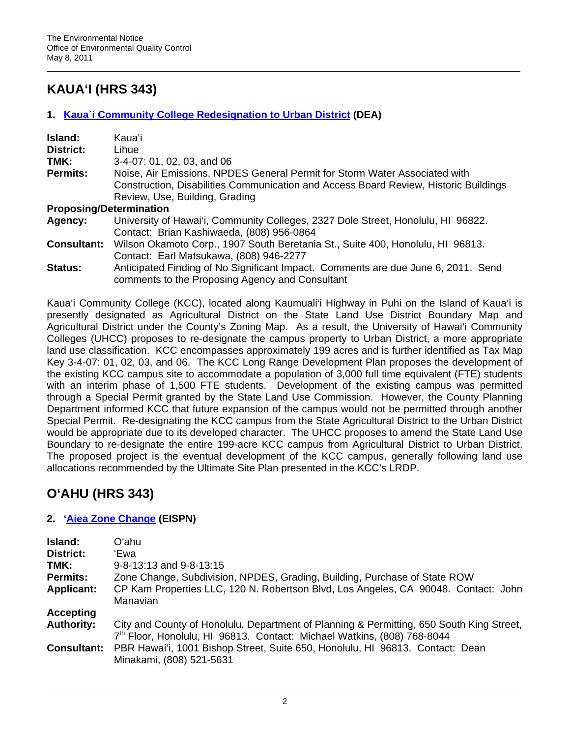# KAUAʻI (HRS 343)

## 1. Kaua`i Community College Redesignation to Urban District (DEA)

| | |
|---|---|
| **Island:** | Kauaʻi |
| **District:** | Lihue |
| **TMK:** | 3-4-07: 01, 02, 03, and 06 |
| **Permits:** | Noise, Air Emissions, NPDES General Permit for Storm Water Associated with Construction, Disabilities Communication and Access Board Review, Historic Buildings Review, Use, Building, Grading |
| **Proposing/Determination Agency:** | University of Hawaiʻi, Community Colleges, 2327 Dole Street, Honolulu, HI 96822. Contact: Brian Kashiwaeda, (808) 956-0864 |
| **Consultant:** | Wilson Okamoto Corp., 1907 South Beretania St., Suite 400, Honolulu, HI 96813. Contact: Earl Matsukawa, (808) 946-2277 |
| **Status:** | Anticipated Finding of No Significant Impact. Comments are due June 6, 2011. Send comments to the Proposing Agency and Consultant |

Kauaʻi Community College (KCC), located along Kaumualiʻi Highway in Puhi on the Island of Kauaʻi is presently designated as Agricultural District on the State Land Use District Boundary Map and Agricultural District under the County's Zoning Map. As a result, the University of Hawaiʻi Community Colleges (UHCC) proposes to re-designate the campus property to Urban District, a more appropriate land use classification. KCC encompasses approximately 199 acres and is further identified as Tax Map Key 3-4-07: 01, 02, 03, and 06. The KCC Long Range Development Plan proposes the development of the existing KCC campus site to accommodate a population of 3,000 full time equivalent (FTE) students with an interim phase of 1,500 FTE students. Development of the existing campus was permitted through a Special Permit granted by the State Land Use Commission. However, the County Planning Department informed KCC that future expansion of the campus would not be permitted through another Special Permit. Re-designating the KCC campus from the State Agricultural District to the Urban District would be appropriate due to its developed character. The UHCC proposes to amend the State Land Use Boundary to re-designate the entire 199-acre KCC campus from Agricultural District to Urban District. The proposed project is the eventual development of the KCC campus, generally following land use allocations recommended by the Ultimate Site Plan presented in the KCC's LRDP.

# OʻAHU (HRS 343)

## 2. ʻAiea Zone Change (EISPN)

| | |
|---|---|
| **Island:** | Oʻahu |
| **District:** | ʻEwa |
| **TMK:** | 9-8-13:13 and 9-8-13:15 |
| **Permits:** | Zone Change, Subdivision, NPDES, Grading, Building, Purchase of State ROW |
| **Applicant:** | CP Kam Properties LLC, 120 N. Robertson Blvd, Los Angeles, CA 90048. Contact: John Manavian |
| **Accepting Authority:** | City and County of Honolulu, Department of Planning & Permitting, 650 South King Street, 7th Floor, Honolulu, HI 96813. Contact: Michael Watkins, (808) 768-8044 |
| **Consultant:** | PBR Hawaiʻi, 1001 Bishop Street, Suite 650, Honolulu, HI 96813. Contact: Dean Minakami, (808) 521-5631 |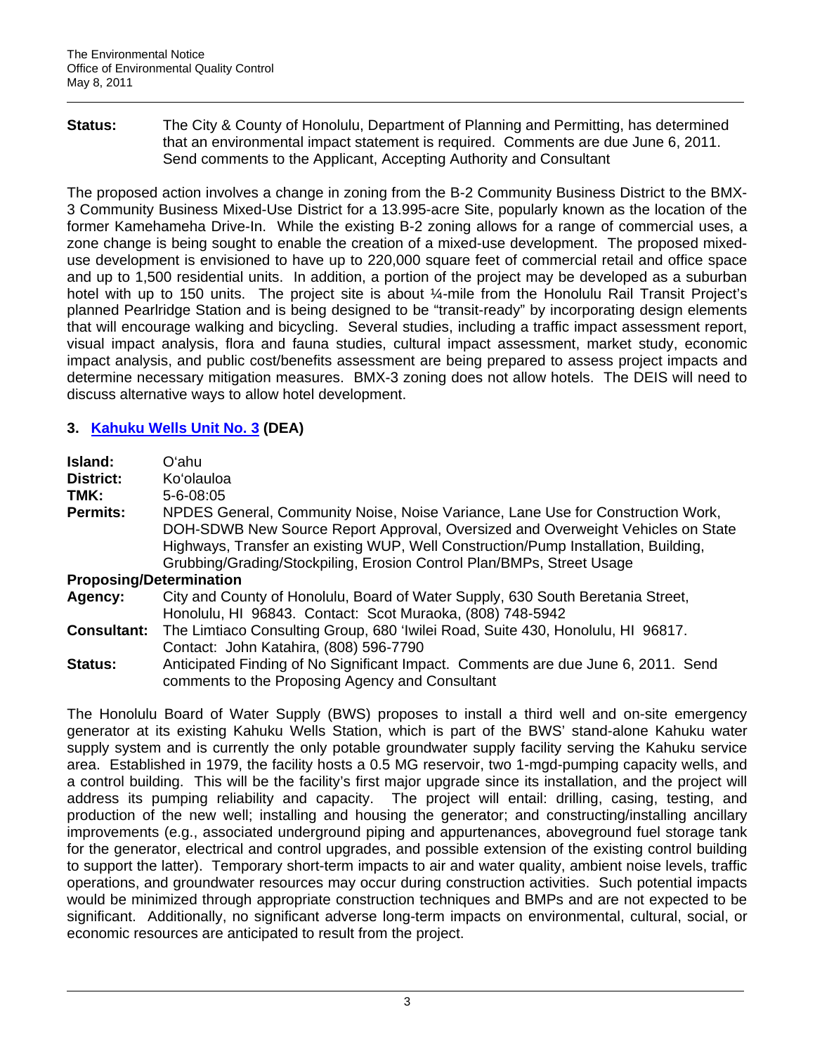**Status:** The City & County of Honolulu, Department of Planning and Permitting, has determined that an environmental impact statement is required. Comments are due June 6, 2011. Send comments to the Applicant, Accepting Authority and Consultant

The proposed action involves a change in zoning from the B-2 Community Business District to the BMX-3 Community Business Mixed-Use District for a 13.995-acre Site, popularly known as the location of the former Kamehameha Drive-In. While the existing B-2 zoning allows for a range of commercial uses, a zone change is being sought to enable the creation of a mixed-use development. The proposed mixed-use development is envisioned to have up to 220,000 square feet of commercial retail and office space and up to 1,500 residential units. In addition, a portion of the project may be developed as a suburban hotel with up to 150 units. The project site is about ¼-mile from the Honolulu Rail Transit Project's planned Pearlridge Station and is being designed to be "transit-ready" by incorporating design elements that will encourage walking and bicycling. Several studies, including a traffic impact assessment report, visual impact analysis, flora and fauna studies, cultural impact assessment, market study, economic impact analysis, and public cost/benefits assessment are being prepared to assess project impacts and determine necessary mitigation measures. BMX-3 zoning does not allow hotels. The DEIS will need to discuss alternative ways to allow hotel development.

### 3. Kahuku Wells Unit No. 3 (DEA)

**Island:** O'ahu
**District:** Ko'olauloa
**TMK:** 5-6-08:05
**Permits:** NPDES General, Community Noise, Noise Variance, Lane Use for Construction Work, DOH-SDWB New Source Report Approval, Oversized and Overweight Vehicles on State Highways, Transfer an existing WUP, Well Construction/Pump Installation, Building, Grubbing/Grading/Stockpiling, Erosion Control Plan/BMPs, Street Usage

**Proposing/Determination**
**Agency:** City and County of Honolulu, Board of Water Supply, 630 South Beretania Street, Honolulu, HI 96843. Contact: Scot Muraoka, (808) 748-5942
**Consultant:** The Limtiaco Consulting Group, 680 'Iwilei Road, Suite 430, Honolulu, HI 96817. Contact: John Katahira, (808) 596-7790
**Status:** Anticipated Finding of No Significant Impact. Comments are due June 6, 2011. Send comments to the Proposing Agency and Consultant

The Honolulu Board of Water Supply (BWS) proposes to install a third well and on-site emergency generator at its existing Kahuku Wells Station, which is part of the BWS' stand-alone Kahuku water supply system and is currently the only potable groundwater supply facility serving the Kahuku service area. Established in 1979, the facility hosts a 0.5 MG reservoir, two 1-mgd-pumping capacity wells, and a control building. This will be the facility's first major upgrade since its installation, and the project will address its pumping reliability and capacity. The project will entail: drilling, casing, testing, and production of the new well; installing and housing the generator; and constructing/installing ancillary improvements (e.g., associated underground piping and appurtenances, aboveground fuel storage tank for the generator, electrical and control upgrades, and possible extension of the existing control building to support the latter). Temporary short-term impacts to air and water quality, ambient noise levels, traffic operations, and groundwater resources may occur during construction activities. Such potential impacts would be minimized through appropriate construction techniques and BMPs and are not expected to be significant. Additionally, no significant adverse long-term impacts on environmental, cultural, social, or economic resources are anticipated to result from the project.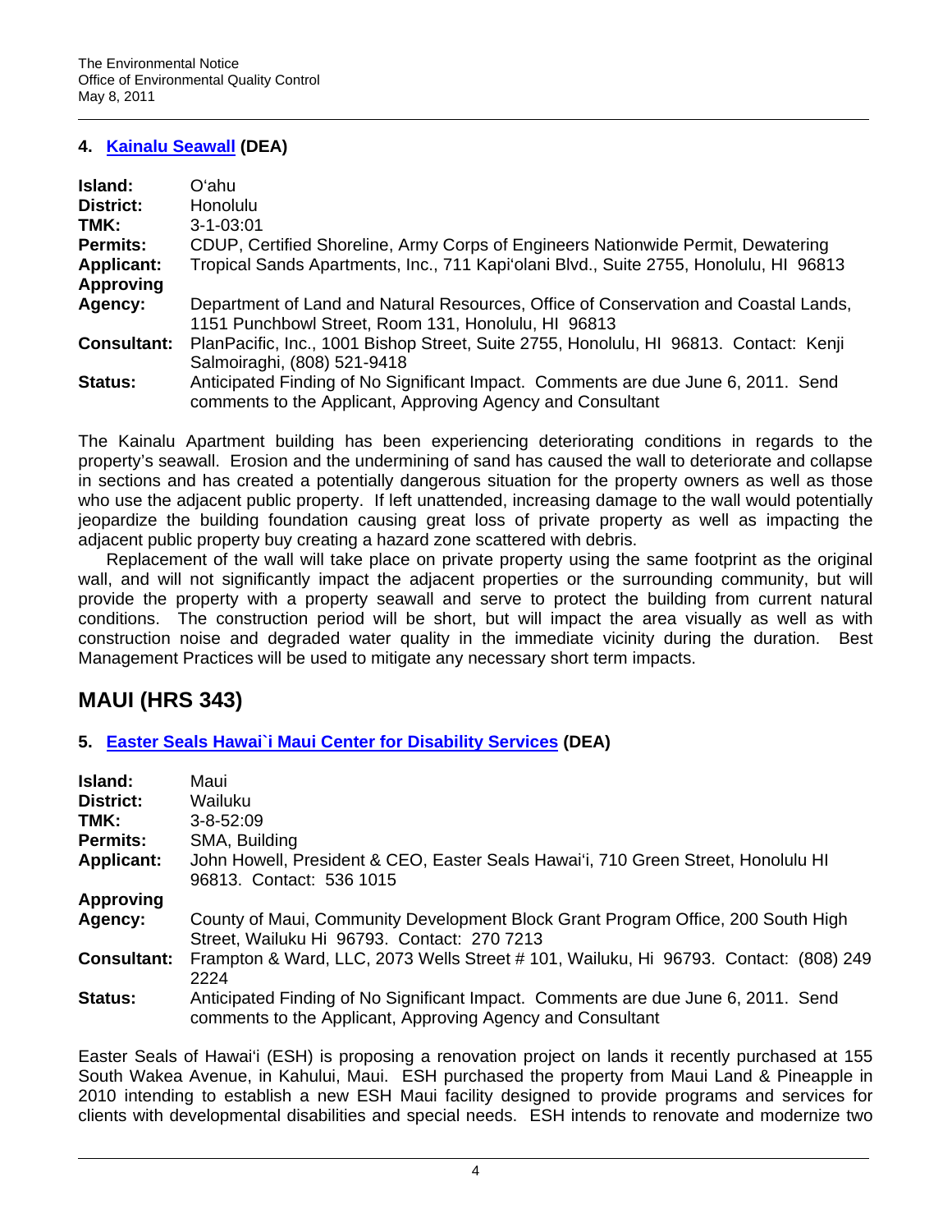### 4. Kainalu Seawall (DEA)

**Island:** Oʻahu
**District:** Honolulu
**TMK:** 3-1-03:01
**Permits:** CDUP, Certified Shoreline, Army Corps of Engineers Nationwide Permit, Dewatering
**Applicant:** Tropical Sands Apartments, Inc., 711 Kapiʻolani Blvd., Suite 2755, Honolulu, HI 96813
**Approving Agency:** Department of Land and Natural Resources, Office of Conservation and Coastal Lands, 1151 Punchbowl Street, Room 131, Honolulu, HI 96813
**Consultant:** PlanPacific, Inc., 1001 Bishop Street, Suite 2755, Honolulu, HI 96813. Contact: Kenji Salmoiraghi, (808) 521-9418
**Status:** Anticipated Finding of No Significant Impact. Comments are due June 6, 2011. Send comments to the Applicant, Approving Agency and Consultant

The Kainalu Apartment building has been experiencing deteriorating conditions in regards to the property's seawall. Erosion and the undermining of sand has caused the wall to deteriorate and collapse in sections and has created a potentially dangerous situation for the property owners as well as those who use the adjacent public property. If left unattended, increasing damage to the wall would potentially jeopardize the building foundation causing great loss of private property as well as impacting the adjacent public property buy creating a hazard zone scattered with debris.

Replacement of the wall will take place on private property using the same footprint as the original wall, and will not significantly impact the adjacent properties or the surrounding community, but will provide the property with a property seawall and serve to protect the building from current natural conditions. The construction period will be short, but will impact the area visually as well as with construction noise and degraded water quality in the immediate vicinity during the duration. Best Management Practices will be used to mitigate any necessary short term impacts.

## MAUI (HRS 343)

### 5. Easter Seals Hawai`i Maui Center for Disability Services (DEA)

**Island:** Maui
**District:** Wailuku
**TMK:** 3-8-52:09
**Permits:** SMA, Building
**Applicant:** John Howell, President & CEO, Easter Seals Hawaiʻi, 710 Green Street, Honolulu HI 96813. Contact: 536 1015
**Approving Agency:** County of Maui, Community Development Block Grant Program Office, 200 South High Street, Wailuku Hi 96793. Contact: 270 7213
**Consultant:** Frampton & Ward, LLC, 2073 Wells Street # 101, Wailuku, Hi 96793. Contact: (808) 249 2224
**Status:** Anticipated Finding of No Significant Impact. Comments are due June 6, 2011. Send comments to the Applicant, Approving Agency and Consultant

Easter Seals of Hawaiʻi (ESH) is proposing a renovation project on lands it recently purchased at 155 South Wakea Avenue, in Kahului, Maui. ESH purchased the property from Maui Land & Pineapple in 2010 intending to establish a new ESH Maui facility designed to provide programs and services for clients with developmental disabilities and special needs. ESH intends to renovate and modernize two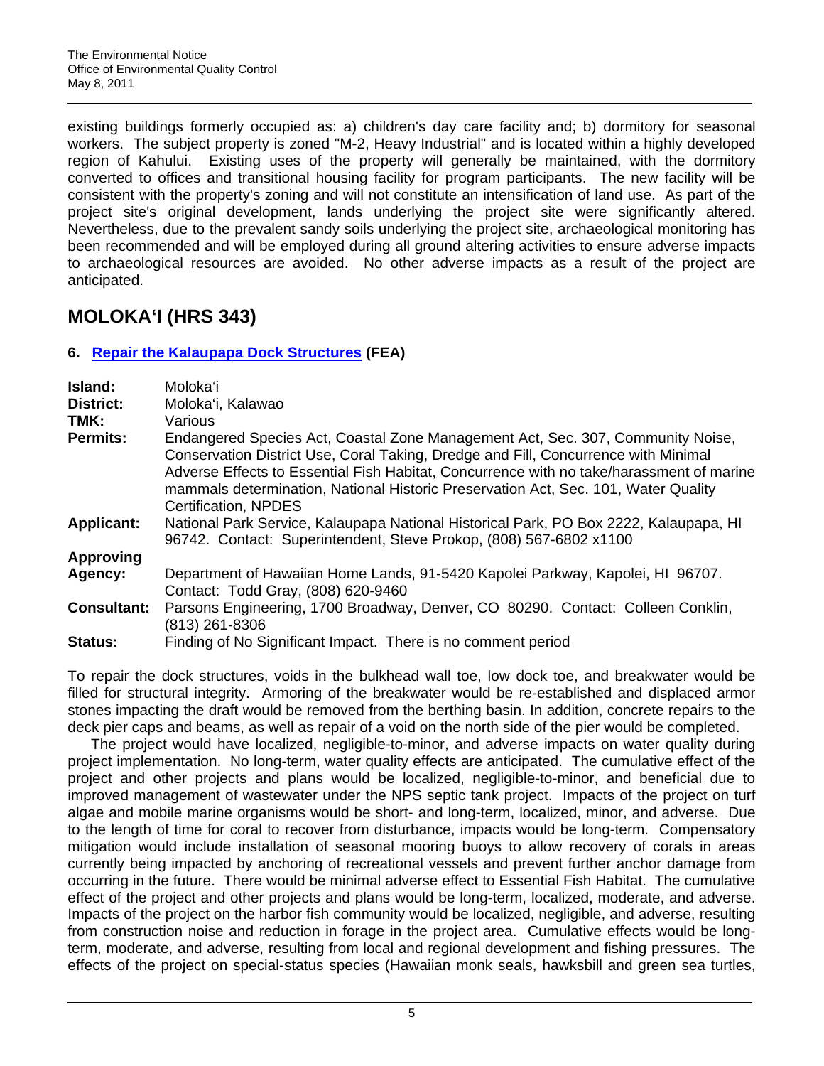existing buildings formerly occupied as: a) children's day care facility and; b) dormitory for seasonal workers. The subject property is zoned "M-2, Heavy Industrial" and is located within a highly developed region of Kahului. Existing uses of the property will generally be maintained, with the dormitory converted to offices and transitional housing facility for program participants. The new facility will be consistent with the property's zoning and will not constitute an intensification of land use. As part of the project site's original development, lands underlying the project site were significantly altered. Nevertheless, due to the prevalent sandy soils underlying the project site, archaeological monitoring has been recommended and will be employed during all ground altering activities to ensure adverse impacts to archaeological resources are avoided. No other adverse impacts as a result of the project are anticipated.

## MOLOKAʻI (HRS 343)

### 6. Repair the Kalaupapa Dock Structures (FEA)

| | |
|---|---|
| **Island:** | Molokaʻi |
| **District:** | Molokaʻi, Kalawao |
| **TMK:** | Various |
| **Permits:** | Endangered Species Act, Coastal Zone Management Act, Sec. 307, Community Noise, Conservation District Use, Coral Taking, Dredge and Fill, Concurrence with Minimal Adverse Effects to Essential Fish Habitat, Concurrence with no take/harassment of marine mammals determination, National Historic Preservation Act, Sec. 101, Water Quality Certification, NPDES |
| **Applicant:** | National Park Service, Kalaupapa National Historical Park, PO Box 2222, Kalaupapa, HI 96742. Contact: Superintendent, Steve Prokop, (808) 567-6802 x1100 |
| **Approving Agency:** | Department of Hawaiian Home Lands, 91-5420 Kapolei Parkway, Kapolei, HI 96707. Contact: Todd Gray, (808) 620-9460 |
| **Consultant:** | Parsons Engineering, 1700 Broadway, Denver, CO 80290. Contact: Colleen Conklin, (813) 261-8306 |
| **Status:** | Finding of No Significant Impact. There is no comment period |

To repair the dock structures, voids in the bulkhead wall toe, low dock toe, and breakwater would be filled for structural integrity. Armoring of the breakwater would be re-established and displaced armor stones impacting the draft would be removed from the berthing basin. In addition, concrete repairs to the deck pier caps and beams, as well as repair of a void on the north side of the pier would be completed.

The project would have localized, negligible-to-minor, and adverse impacts on water quality during project implementation. No long-term, water quality effects are anticipated. The cumulative effect of the project and other projects and plans would be localized, negligible-to-minor, and beneficial due to improved management of wastewater under the NPS septic tank project. Impacts of the project on turf algae and mobile marine organisms would be short- and long-term, localized, minor, and adverse. Due to the length of time for coral to recover from disturbance, impacts would be long-term. Compensatory mitigation would include installation of seasonal mooring buoys to allow recovery of corals in areas currently being impacted by anchoring of recreational vessels and prevent further anchor damage from occurring in the future. There would be minimal adverse effect to Essential Fish Habitat. The cumulative effect of the project and other projects and plans would be long-term, localized, moderate, and adverse. Impacts of the project on the harbor fish community would be localized, negligible, and adverse, resulting from construction noise and reduction in forage in the project area. Cumulative effects would be long-term, moderate, and adverse, resulting from local and regional development and fishing pressures. The effects of the project on special-status species (Hawaiian monk seals, hawksbill and green sea turtles,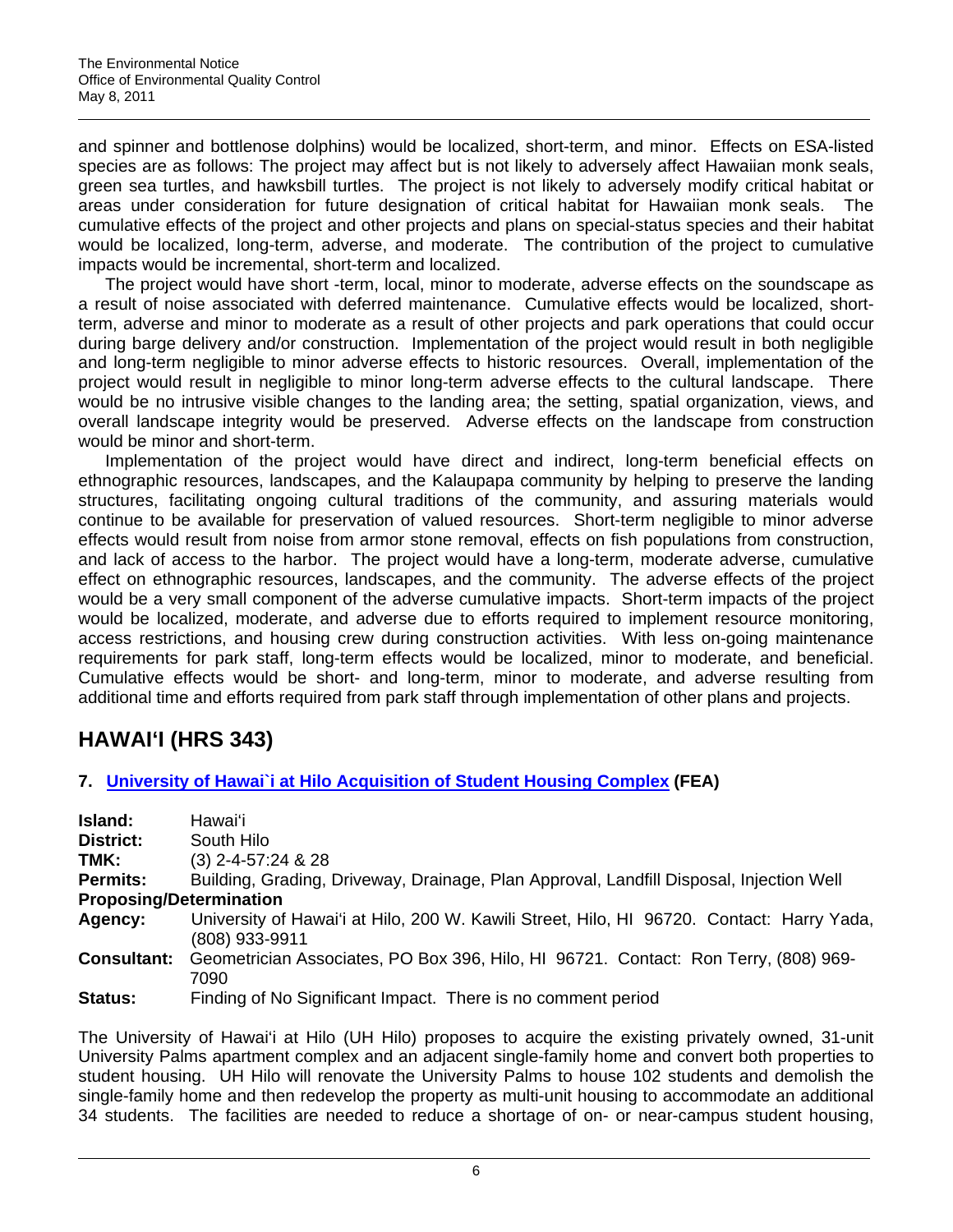and spinner and bottlenose dolphins) would be localized, short-term, and minor. Effects on ESA-listed species are as follows: The project may affect but is not likely to adversely affect Hawaiian monk seals, green sea turtles, and hawksbill turtles. The project is not likely to adversely modify critical habitat or areas under consideration for future designation of critical habitat for Hawaiian monk seals. The cumulative effects of the project and other projects and plans on special-status species and their habitat would be localized, long-term, adverse, and moderate. The contribution of the project to cumulative impacts would be incremental, short-term and localized.

The project would have short -term, local, minor to moderate, adverse effects on the soundscape as a result of noise associated with deferred maintenance. Cumulative effects would be localized, short-term, adverse and minor to moderate as a result of other projects and park operations that could occur during barge delivery and/or construction. Implementation of the project would result in both negligible and long-term negligible to minor adverse effects to historic resources. Overall, implementation of the project would result in negligible to minor long-term adverse effects to the cultural landscape. There would be no intrusive visible changes to the landing area; the setting, spatial organization, views, and overall landscape integrity would be preserved. Adverse effects on the landscape from construction would be minor and short-term.

Implementation of the project would have direct and indirect, long-term beneficial effects on ethnographic resources, landscapes, and the Kalaupapa community by helping to preserve the landing structures, facilitating ongoing cultural traditions of the community, and assuring materials would continue to be available for preservation of valued resources. Short-term negligible to minor adverse effects would result from noise from armor stone removal, effects on fish populations from construction, and lack of access to the harbor. The project would have a long-term, moderate adverse, cumulative effect on ethnographic resources, landscapes, and the community. The adverse effects of the project would be a very small component of the adverse cumulative impacts. Short-term impacts of the project would be localized, moderate, and adverse due to efforts required to implement resource monitoring, access restrictions, and housing crew during construction activities. With less on-going maintenance requirements for park staff, long-term effects would be localized, minor to moderate, and beneficial. Cumulative effects would be short- and long-term, minor to moderate, and adverse resulting from additional time and efforts required from park staff through implementation of other plans and projects.

## HAWAI'I (HRS 343)

### 7. University of Hawai`i at Hilo Acquisition of Student Housing Complex (FEA)

**Island:** Hawai'i
**District:** South Hilo
**TMK:** (3) 2-4-57:24 & 28
**Permits:** Building, Grading, Driveway, Drainage, Plan Approval, Landfill Disposal, Injection Well
**Proposing/Determination Agency:** University of Hawai'i at Hilo, 200 W. Kawili Street, Hilo, HI 96720. Contact: Harry Yada, (808) 933-9911
**Consultant:** Geometrician Associates, PO Box 396, Hilo, HI 96721. Contact: Ron Terry, (808) 969-7090
**Status:** Finding of No Significant Impact. There is no comment period

The University of Hawai'i at Hilo (UH Hilo) proposes to acquire the existing privately owned, 31-unit University Palms apartment complex and an adjacent single-family home and convert both properties to student housing. UH Hilo will renovate the University Palms to house 102 students and demolish the single-family home and then redevelop the property as multi-unit housing to accommodate an additional 34 students. The facilities are needed to reduce a shortage of on- or near-campus student housing,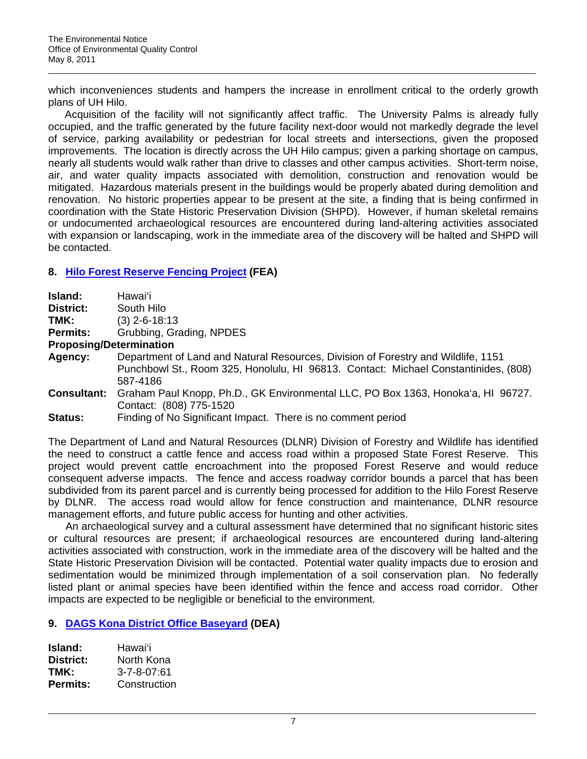which inconveniences students and hampers the increase in enrollment critical to the orderly growth plans of UH Hilo.

Acquisition of the facility will not significantly affect traffic. The University Palms is already fully occupied, and the traffic generated by the future facility next-door would not markedly degrade the level of service, parking availability or pedestrian for local streets and intersections, given the proposed improvements. The location is directly across the UH Hilo campus; given a parking shortage on campus, nearly all students would walk rather than drive to classes and other campus activities. Short-term noise, air, and water quality impacts associated with demolition, construction and renovation would be mitigated. Hazardous materials present in the buildings would be properly abated during demolition and renovation. No historic properties appear to be present at the site, a finding that is being confirmed in coordination with the State Historic Preservation Division (SHPD). However, if human skeletal remains or undocumented archaeological resources are encountered during land-altering activities associated with expansion or landscaping, work in the immediate area of the discovery will be halted and SHPD will be contacted.

## 8. Hilo Forest Reserve Fencing Project (FEA)

**Island:** Hawai'i
**District:** South Hilo
**TMK:** (3) 2-6-18:13
**Permits:** Grubbing, Grading, NPDES
**Proposing/Determination**
**Agency:** Department of Land and Natural Resources, Division of Forestry and Wildlife, 1151 Punchbowl St., Room 325, Honolulu, HI 96813. Contact: Michael Constantinides, (808) 587-4186
**Consultant:** Graham Paul Knopp, Ph.D., GK Environmental LLC, PO Box 1363, Honoka'a, HI 96727. Contact: (808) 775-1520
**Status:** Finding of No Significant Impact. There is no comment period

The Department of Land and Natural Resources (DLNR) Division of Forestry and Wildlife has identified the need to construct a cattle fence and access road within a proposed State Forest Reserve. This project would prevent cattle encroachment into the proposed Forest Reserve and would reduce consequent adverse impacts. The fence and access roadway corridor bounds a parcel that has been subdivided from its parent parcel and is currently being processed for addition to the Hilo Forest Reserve by DLNR. The access road would allow for fence construction and maintenance, DLNR resource management efforts, and future public access for hunting and other activities.

An archaeological survey and a cultural assessment have determined that no significant historic sites or cultural resources are present; if archaeological resources are encountered during land-altering activities associated with construction, work in the immediate area of the discovery will be halted and the State Historic Preservation Division will be contacted. Potential water quality impacts due to erosion and sedimentation would be minimized through implementation of a soil conservation plan. No federally listed plant or animal species have been identified within the fence and access road corridor. Other impacts are expected to be negligible or beneficial to the environment.

## 9. DAGS Kona District Office Baseyard (DEA)

**Island:** Hawai'i
**District:** North Kona
**TMK:** 3-7-8-07:61
**Permits:** Construction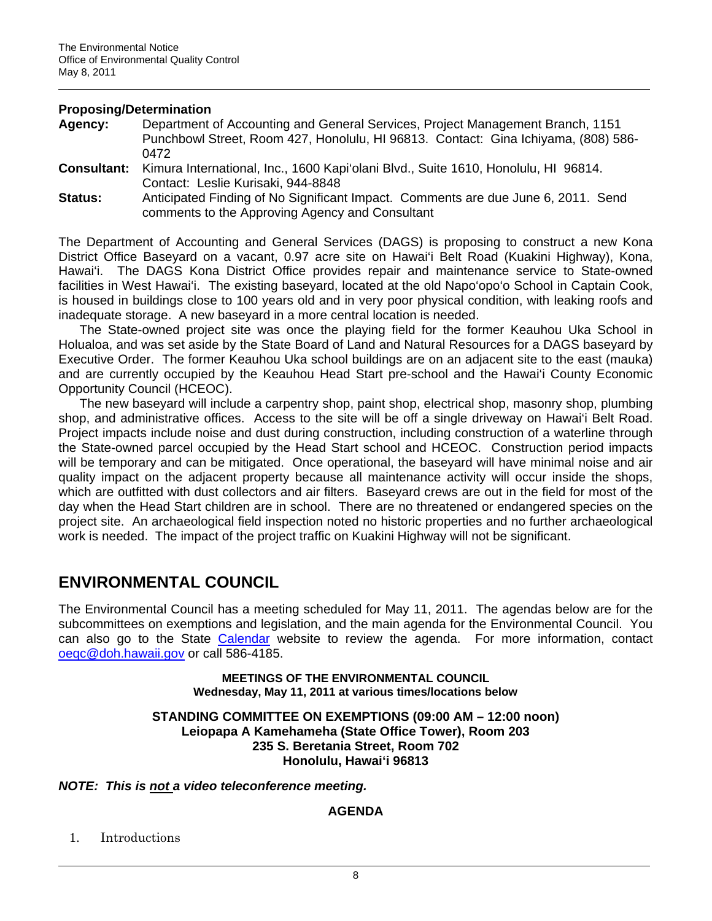**Proposing/Determination**

**Agency:** Department of Accounting and General Services, Project Management Branch, 1151 Punchbowl Street, Room 427, Honolulu, HI 96813. Contact: Gina Ichiyama, (808) 586-0472

**Consultant:** Kimura International, Inc., 1600 Kapiʻolani Blvd., Suite 1610, Honolulu, HI 96814. Contact: Leslie Kurisaki, 944-8848

**Status:** Anticipated Finding of No Significant Impact. Comments are due June 6, 2011. Send comments to the Approving Agency and Consultant

The Department of Accounting and General Services (DAGS) is proposing to construct a new Kona District Office Baseyard on a vacant, 0.97 acre site on Hawaiʻi Belt Road (Kuakini Highway), Kona, Hawaiʻi. The DAGS Kona District Office provides repair and maintenance service to State-owned facilities in West Hawaiʻi. The existing baseyard, located at the old Napoʻopoʻo School in Captain Cook, is housed in buildings close to 100 years old and in very poor physical condition, with leaking roofs and inadequate storage. A new baseyard in a more central location is needed.

The State-owned project site was once the playing field for the former Keauhou Uka School in Holualoa, and was set aside by the State Board of Land and Natural Resources for a DAGS baseyard by Executive Order. The former Keauhou Uka school buildings are on an adjacent site to the east (mauka) and are currently occupied by the Keauhou Head Start pre-school and the Hawaiʻi County Economic Opportunity Council (HCEOC).

The new baseyard will include a carpentry shop, paint shop, electrical shop, masonry shop, plumbing shop, and administrative offices. Access to the site will be off a single driveway on Hawaiʻi Belt Road. Project impacts include noise and dust during construction, including construction of a waterline through the State-owned parcel occupied by the Head Start school and HCEOC. Construction period impacts will be temporary and can be mitigated. Once operational, the baseyard will have minimal noise and air quality impact on the adjacent property because all maintenance activity will occur inside the shops, which are outfitted with dust collectors and air filters. Baseyard crews are out in the field for most of the day when the Head Start children are in school. There are no threatened or endangered species on the project site. An archaeological field inspection noted no historic properties and no further archaeological work is needed. The impact of the project traffic on Kuakini Highway will not be significant.

## ENVIRONMENTAL COUNCIL

The Environmental Council has a meeting scheduled for May 11, 2011. The agendas below are for the subcommittees on exemptions and legislation, and the main agenda for the Environmental Council. You can also go to the State Calendar website to review the agenda. For more information, contact oeqc@doh.hawaii.gov or call 586-4185.

**MEETINGS OF THE ENVIRONMENTAL COUNCIL**
**Wednesday, May 11, 2011 at various times/locations below**

**STANDING COMMITTEE ON EXEMPTIONS (09:00 AM – 12:00 noon)**
**Leiopapa A Kamehameha (State Office Tower), Room 203**
**235 S. Beretania Street, Room 702**
**Honolulu, Hawaiʻi 96813**

***NOTE: This is not a video teleconference meeting.***

**AGENDA**

1. Introductions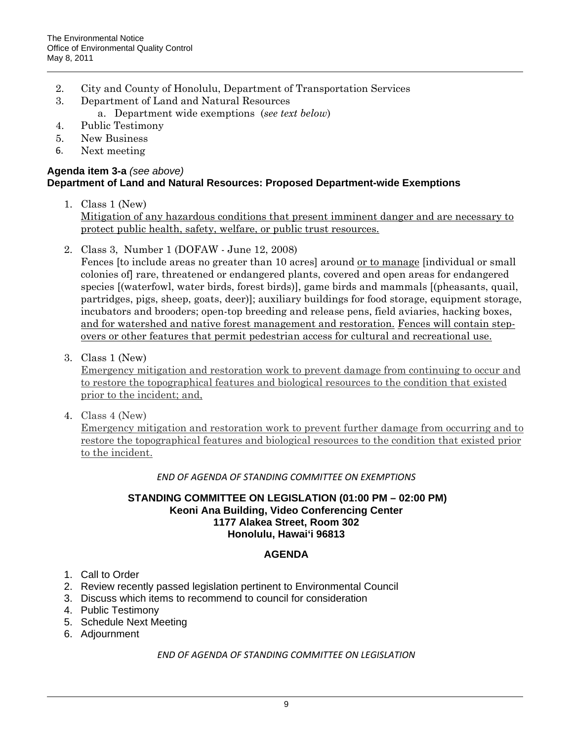2. City and County of Honolulu, Department of Transportation Services
3. Department of Land and Natural Resources
   a. Department wide exemptions (*see text below*)
4. Public Testimony
5. New Business
6. Next meeting

**Agenda item 3-a** *(see above)*
**Department of Land and Natural Resources: Proposed Department-wide Exemptions**

1. Class 1 (New)
   <u>Mitigation of any hazardous conditions that present imminent danger and are necessary to protect public health, safety, welfare, or public trust resources.</u>

2. Class 3, Number 1 (DOFAW - June 12, 2008)
   Fences [to include areas no greater than 10 acres] around <u>or to manage</u> [individual or small colonies of] rare, threatened or endangered plants, covered and open areas for endangered species [(waterfowl, water birds, forest birds)], game birds and mammals [(pheasants, quail, partridges, pigs, sheep, goats, deer)]; auxiliary buildings for food storage, equipment storage, incubators and brooders; open-top breeding and release pens, field aviaries, hacking boxes, <u>and for watershed and native forest management and restoration.</u> <u>Fences will contain step-overs or other features that permit pedestrian access for cultural and recreational use.</u>

3. Class 1 (New)
   <u>Emergency mitigation and restoration work to prevent damage from continuing to occur and to restore the topographical features and biological resources to the condition that existed prior to the incident; and,</u>

4. Class 4 (New)
   <u>Emergency mitigation and restoration work to prevent further damage from occurring and to restore the topographical features and biological resources to the condition that existed prior to the incident.</u>

*END OF AGENDA OF STANDING COMMITTEE ON EXEMPTIONS*

**STANDING COMMITTEE ON LEGISLATION (01:00 PM – 02:00 PM)**
**Keoni Ana Building, Video Conferencing Center**
**1177 Alakea Street, Room 302**
**Honolulu, Hawai'i 96813**

**AGENDA**

1. Call to Order
2. Review recently passed legislation pertinent to Environmental Council
3. Discuss which items to recommend to council for consideration
4. Public Testimony
5. Schedule Next Meeting
6. Adjournment

*END OF AGENDA OF STANDING COMMITTEE ON LEGISLATION*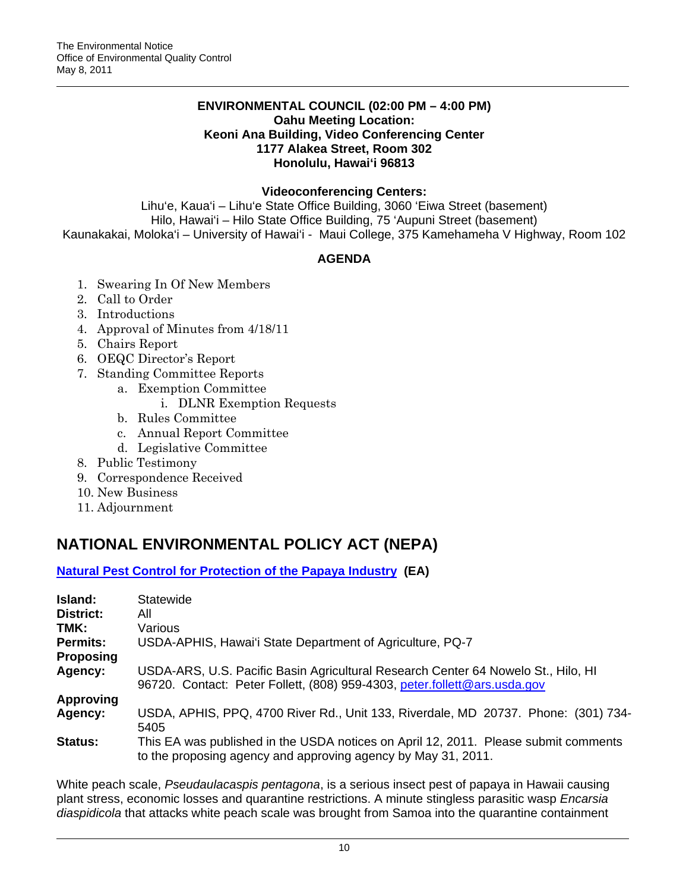**ENVIRONMENTAL COUNCIL (02:00 PM – 4:00 PM)**
**Oahu Meeting Location:**
**Keoni Ana Building, Video Conferencing Center**
**1177 Alakea Street, Room 302**
**Honolulu, Hawai'i 96813**

**Videoconferencing Centers:**

Lihu'e, Kaua'i – Lihu'e State Office Building, 3060 'Eiwa Street (basement)
Hilo, Hawai'i – Hilo State Office Building, 75 'Aupuni Street (basement)
Kaunakakai, Moloka'i – University of Hawai'i - Maui College, 375 Kamehameha V Highway, Room 102

**AGENDA**

1. Swearing In Of New Members
2. Call to Order
3. Introductions
4. Approval of Minutes from 4/18/11
5. Chairs Report
6. OEQC Director's Report
7. Standing Committee Reports
    a. Exemption Committee
        i. DLNR Exemption Requests
    b. Rules Committee
    c. Annual Report Committee
    d. Legislative Committee
8. Public Testimony
9. Correspondence Received
10. New Business
11. Adjournment

## NATIONAL ENVIRONMENTAL POLICY ACT (NEPA)

### Natural Pest Control for Protection of the Papaya Industry (EA)

| | |
|---|---|
| **Island:** | Statewide |
| **District:** | All |
| **TMK:** | Various |
| **Permits:** | USDA-APHIS, Hawai'i State Department of Agriculture, PQ-7 |
| **Proposing Agency:** | USDA-ARS, U.S. Pacific Basin Agricultural Research Center 64 Nowelo St., Hilo, HI 96720. Contact: Peter Follett, (808) 959-4303, peter.follett@ars.usda.gov |
| **Approving Agency:** | USDA, APHIS, PPQ, 4700 River Rd., Unit 133, Riverdale, MD 20737. Phone: (301) 734-5405 |
| **Status:** | This EA was published in the USDA notices on April 12, 2011. Please submit comments to the proposing agency and approving agency by May 31, 2011. |

White peach scale, *Pseudaulacaspis pentagona*, is a serious insect pest of papaya in Hawaii causing plant stress, economic losses and quarantine restrictions. A minute stingless parasitic wasp *Encarsia diaspidicola* that attacks white peach scale was brought from Samoa into the quarantine containment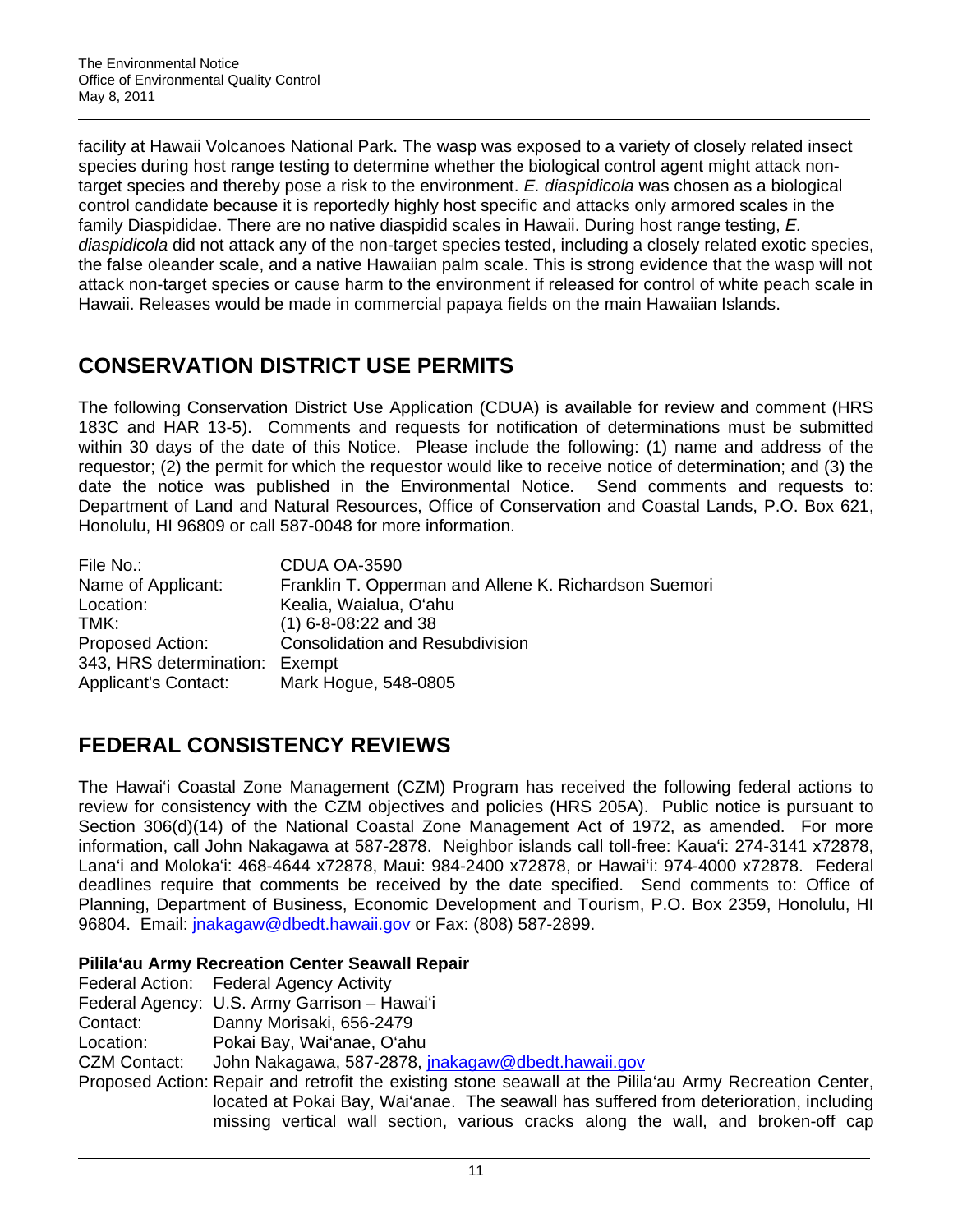facility at Hawaii Volcanoes National Park. The wasp was exposed to a variety of closely related insect species during host range testing to determine whether the biological control agent might attack non-target species and thereby pose a risk to the environment. *E. diaspidicola* was chosen as a biological control candidate because it is reportedly highly host specific and attacks only armored scales in the family Diaspididae. There are no native diaspidid scales in Hawaii. During host range testing, *E. diaspidicola* did not attack any of the non-target species tested, including a closely related exotic species, the false oleander scale, and a native Hawaiian palm scale. This is strong evidence that the wasp will not attack non-target species or cause harm to the environment if released for control of white peach scale in Hawaii. Releases would be made in commercial papaya fields on the main Hawaiian Islands.

## CONSERVATION DISTRICT USE PERMITS

The following Conservation District Use Application (CDUA) is available for review and comment (HRS 183C and HAR 13-5). Comments and requests for notification of determinations must be submitted within 30 days of the date of this Notice. Please include the following: (1) name and address of the requestor; (2) the permit for which the requestor would like to receive notice of determination; and (3) the date the notice was published in the Environmental Notice. Send comments and requests to: Department of Land and Natural Resources, Office of Conservation and Coastal Lands, P.O. Box 621, Honolulu, HI 96809 or call 587-0048 for more information.

| | |
|---|---|
| File No.: | CDUA OA-3590 |
| Name of Applicant: | Franklin T. Opperman and Allene K. Richardson Suemori |
| Location: | Kealia, Waialua, O'ahu |
| TMK: | (1) 6-8-08:22 and 38 |
| Proposed Action: | Consolidation and Resubdivision |
| 343, HRS determination: | Exempt |
| Applicant's Contact: | Mark Hogue, 548-0805 |

## FEDERAL CONSISTENCY REVIEWS

The Hawaiʻi Coastal Zone Management (CZM) Program has received the following federal actions to review for consistency with the CZM objectives and policies (HRS 205A). Public notice is pursuant to Section 306(d)(14) of the National Coastal Zone Management Act of 1972, as amended. For more information, call John Nakagawa at 587-2878. Neighbor islands call toll-free: Kauaʻi: 274-3141 x72878, Lanaʻi and Molokaʻi: 468-4644 x72878, Maui: 984-2400 x72878, or Hawaiʻi: 974-4000 x72878. Federal deadlines require that comments be received by the date specified. Send comments to: Office of Planning, Department of Business, Economic Development and Tourism, P.O. Box 2359, Honolulu, HI 96804. Email: jnakagaw@dbedt.hawaii.gov or Fax: (808) 587-2899.

### Pililaʻau Army Recreation Center Seawall Repair

| | |
|---|---|
| Federal Action: | Federal Agency Activity |
| Federal Agency: | U.S. Army Garrison – Hawaiʻi |
| Contact: | Danny Morisaki, 656-2479 |
| Location: | Pokai Bay, Waiʻanae, Oʻahu |
| CZM Contact: | John Nakagawa, 587-2878, jnakagaw@dbedt.hawaii.gov |
| Proposed Action: | Repair and retrofit the existing stone seawall at the Pililaʻau Army Recreation Center, located at Pokai Bay, Waiʻanae. The seawall has suffered from deterioration, including missing vertical wall section, various cracks along the wall, and broken-off cap |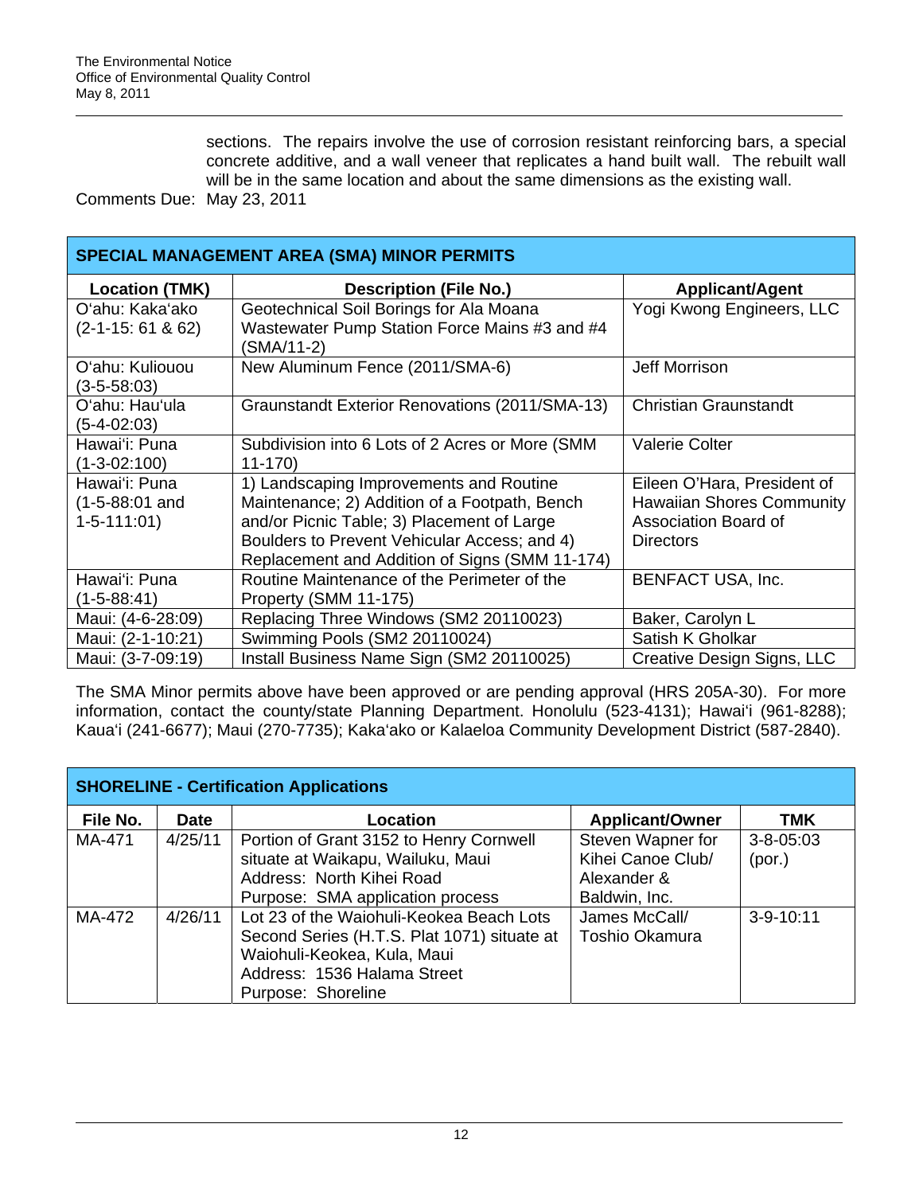sections. The repairs involve the use of corrosion resistant reinforcing bars, a special concrete additive, and a wall veneer that replicates a hand built wall. The rebuilt wall will be in the same location and about the same dimensions as the existing wall.

Comments Due: May 23, 2011

## SPECIAL MANAGEMENT AREA (SMA) MINOR PERMITS

| Location (TMK) | Description (File No.) | Applicant/Agent |
|---|---|---|
| O'ahu: Kaka'ako (2-1-15: 61 & 62) | Geotechnical Soil Borings for Ala Moana Wastewater Pump Station Force Mains #3 and #4 (SMA/11-2) | Yogi Kwong Engineers, LLC |
| O'ahu: Kuliouou (3-5-58:03) | New Aluminum Fence (2011/SMA-6) | Jeff Morrison |
| O'ahu: Hau'ula (5-4-02:03) | Graunstandt Exterior Renovations (2011/SMA-13) | Christian Graunstandt |
| Hawai'i: Puna (1-3-02:100) | Subdivision into 6 Lots of 2 Acres or More (SMM 11-170) | Valerie Colter |
| Hawai'i: Puna (1-5-88:01 and 1-5-111:01) | 1) Landscaping Improvements and Routine Maintenance; 2) Addition of a Footpath, Bench and/or Picnic Table; 3) Placement of Large Boulders to Prevent Vehicular Access; and 4) Replacement and Addition of Signs (SMM 11-174) | Eileen O'Hara, President of Hawaiian Shores Community Association Board of Directors |
| Hawai'i: Puna (1-5-88:41) | Routine Maintenance of the Perimeter of the Property (SMM 11-175) | BENFACT USA, Inc. |
| Maui: (4-6-28:09) | Replacing Three Windows (SM2 20110023) | Baker, Carolyn L |
| Maui: (2-1-10:21) | Swimming Pools (SM2 20110024) | Satish K Gholkar |
| Maui: (3-7-09:19) | Install Business Name Sign (SM2 20110025) | Creative Design Signs, LLC |

The SMA Minor permits above have been approved or are pending approval (HRS 205A-30). For more information, contact the county/state Planning Department. Honolulu (523-4131); Hawai'i (961-8288); Kaua'i (241-6677); Maui (270-7735); Kaka'ako or Kalaeloa Community Development District (587-2840).

## SHORELINE - Certification Applications

| File No. | Date | Location | Applicant/Owner | TMK |
|---|---|---|---|---|
| MA-471 | 4/25/11 | Portion of Grant 3152 to Henry Cornwell situate at Waikapu, Wailuku, Maui<br>Address: North Kihei Road<br>Purpose: SMA application process | Steven Wapner for Kihei Canoe Club/ Alexander & Baldwin, Inc. | 3-8-05:03 (por.) |
| MA-472 | 4/26/11 | Lot 23 of the Waiohuli-Keokea Beach Lots Second Series (H.T.S. Plat 1071) situate at Waiohuli-Keokea, Kula, Maui<br>Address: 1536 Halama Street<br>Purpose: Shoreline | James McCall/ Toshio Okamura | 3-9-10:11 |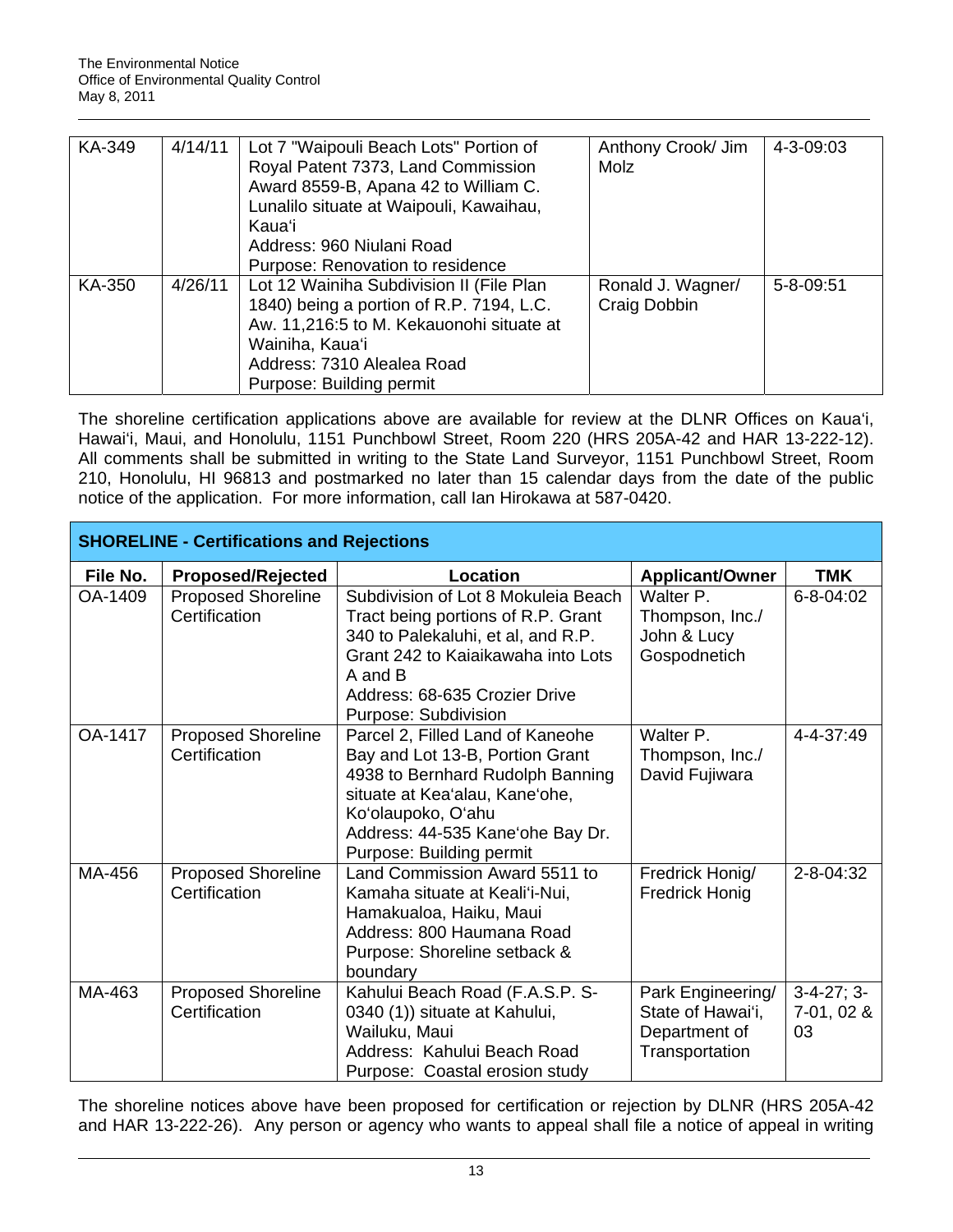| KA-349 | 4/14/11 | Lot 7 "Waipouli Beach Lots" Portion of Royal Patent 7373, Land Commission Award 8559-B, Apana 42 to William C. Lunalilo situate at Waipouli, Kawaihau, Kaua'i<br>Address: 960 Niulani Road<br>Purpose: Renovation to residence | Anthony Crook/ Jim Molz | 4-3-09:03 |
|---|---|---|---|---|
| KA-350 | 4/26/11 | Lot 12 Wainiha Subdivision II (File Plan 1840) being a portion of R.P. 7194, L.C. Aw. 11,216:5 to M. Kekauonohi situate at Wainiha, Kaua'i<br>Address: 7310 Alealea Road<br>Purpose: Building permit | Ronald J. Wagner/ Craig Dobbin | 5-8-09:51 |

The shoreline certification applications above are available for review at the DLNR Offices on Kaua'i, Hawai'i, Maui, and Honolulu, 1151 Punchbowl Street, Room 220 (HRS 205A-42 and HAR 13-222-12). All comments shall be submitted in writing to the State Land Surveyor, 1151 Punchbowl Street, Room 210, Honolulu, HI 96813 and postmarked no later than 15 calendar days from the date of the public notice of the application. For more information, call Ian Hirokawa at 587-0420.

## SHORELINE - Certifications and Rejections

| File No. | Proposed/Rejected | Location | Applicant/Owner | TMK |
|---|---|---|---|---|
| OA-1409 | Proposed Shoreline Certification | Subdivision of Lot 8 Mokuleia Beach Tract being portions of R.P. Grant 340 to Palekaluhi, et al, and R.P. Grant 242 to Kaiaikawaha into Lots A and B<br>Address: 68-635 Crozier Drive<br>Purpose: Subdivision | Walter P. Thompson, Inc./ John & Lucy Gospodnetich | 6-8-04:02 |
| OA-1417 | Proposed Shoreline Certification | Parcel 2, Filled Land of Kaneohe Bay and Lot 13-B, Portion Grant 4938 to Bernhard Rudolph Banning situate at Kea'alau, Kane'ohe, Ko'olaupoko, O'ahu<br>Address: 44-535 Kane'ohe Bay Dr.<br>Purpose: Building permit | Walter P. Thompson, Inc./ David Fujiwara | 4-4-37:49 |
| MA-456 | Proposed Shoreline Certification | Land Commission Award 5511 to Kamaha situate at Keali'i-Nui, Hamakualoa, Haiku, Maui<br>Address: 800 Haumana Road<br>Purpose: Shoreline setback & boundary | Fredrick Honig/ Fredrick Honig | 2-8-04:32 |
| MA-463 | Proposed Shoreline Certification | Kahului Beach Road (F.A.S.P. S-0340 (1)) situate at Kahului, Wailuku, Maui<br>Address: Kahului Beach Road<br>Purpose: Coastal erosion study | Park Engineering/ State of Hawai'i, Department of Transportation | 3-4-27; 3-7-01, 02 & 03 |

The shoreline notices above have been proposed for certification or rejection by DLNR (HRS 205A-42 and HAR 13-222-26). Any person or agency who wants to appeal shall file a notice of appeal in writing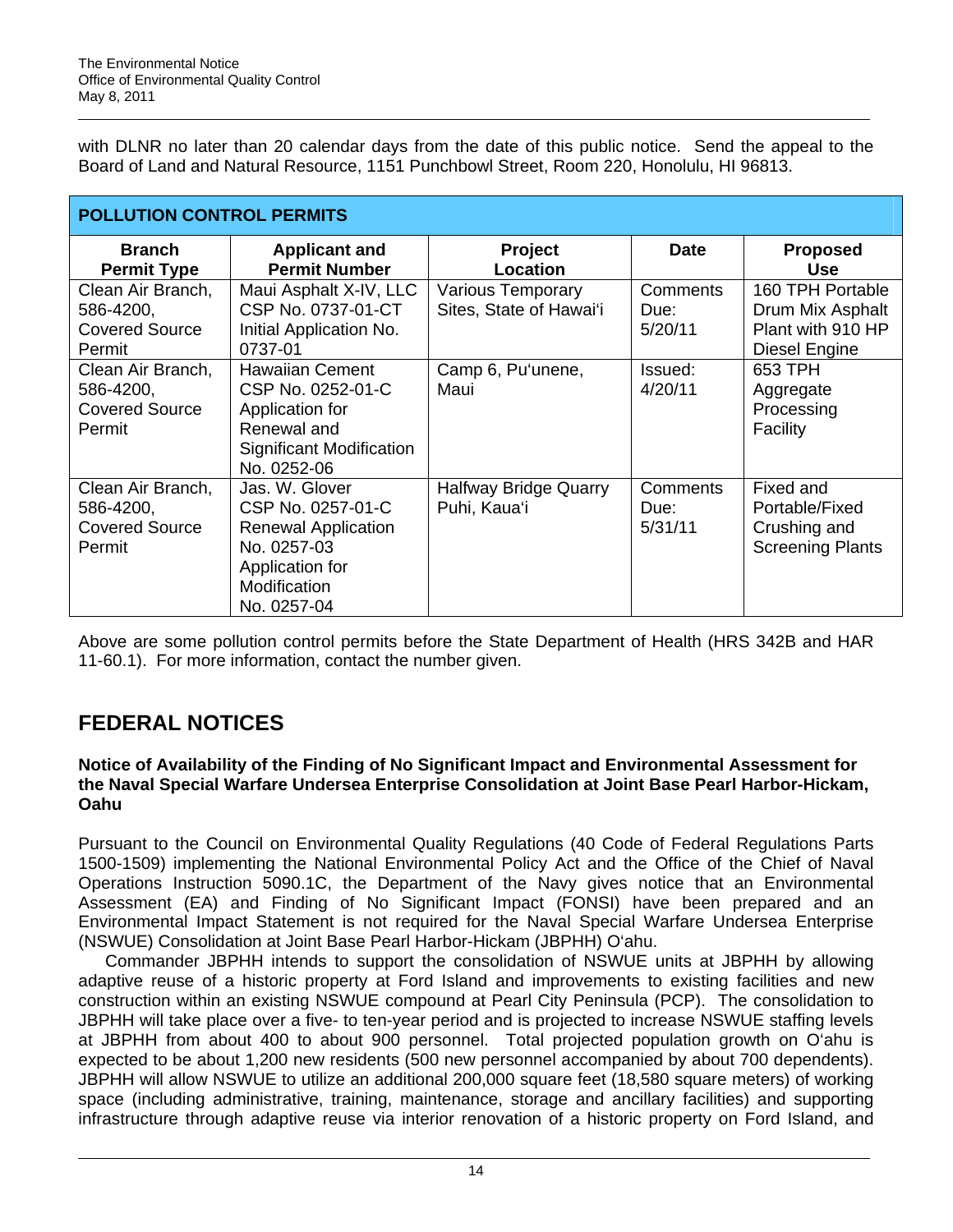with DLNR no later than 20 calendar days from the date of this public notice. Send the appeal to the Board of Land and Natural Resource, 1151 Punchbowl Street, Room 220, Honolulu, HI 96813.

## POLLUTION CONTROL PERMITS

| Branch Permit Type | Applicant and Permit Number | Project Location | Date | Proposed Use |
|---|---|---|---|---|
| Clean Air Branch, 586-4200, Covered Source Permit | Maui Asphalt X-IV, LLC CSP No. 0737-01-CT Initial Application No. 0737-01 | Various Temporary Sites, State of Hawai'i | Comments Due: 5/20/11 | 160 TPH Portable Drum Mix Asphalt Plant with 910 HP Diesel Engine |
| Clean Air Branch, 586-4200, Covered Source Permit | Hawaiian Cement CSP No. 0252-01-C Application for Renewal and Significant Modification No. 0252-06 | Camp 6, Pu'unene, Maui | Issued: 4/20/11 | 653 TPH Aggregate Processing Facility |
| Clean Air Branch, 586-4200, Covered Source Permit | Jas. W. Glover CSP No. 0257-01-C Renewal Application No. 0257-03 Application for Modification No. 0257-04 | Halfway Bridge Quarry Puhi, Kaua'i | Comments Due: 5/31/11 | Fixed and Portable/Fixed Crushing and Screening Plants |

Above are some pollution control permits before the State Department of Health (HRS 342B and HAR 11-60.1). For more information, contact the number given.

# FEDERAL NOTICES

**Notice of Availability of the Finding of No Significant Impact and Environmental Assessment for the Naval Special Warfare Undersea Enterprise Consolidation at Joint Base Pearl Harbor-Hickam, Oahu**

Pursuant to the Council on Environmental Quality Regulations (40 Code of Federal Regulations Parts 1500-1509) implementing the National Environmental Policy Act and the Office of the Chief of Naval Operations Instruction 5090.1C, the Department of the Navy gives notice that an Environmental Assessment (EA) and Finding of No Significant Impact (FONSI) have been prepared and an Environmental Impact Statement is not required for the Naval Special Warfare Undersea Enterprise (NSWUE) Consolidation at Joint Base Pearl Harbor-Hickam (JBPHH) O'ahu.

Commander JBPHH intends to support the consolidation of NSWUE units at JBPHH by allowing adaptive reuse of a historic property at Ford Island and improvements to existing facilities and new construction within an existing NSWUE compound at Pearl City Peninsula (PCP). The consolidation to JBPHH will take place over a five- to ten-year period and is projected to increase NSWUE staffing levels at JBPHH from about 400 to about 900 personnel. Total projected population growth on O'ahu is expected to be about 1,200 new residents (500 new personnel accompanied by about 700 dependents). JBPHH will allow NSWUE to utilize an additional 200,000 square feet (18,580 square meters) of working space (including administrative, training, maintenance, storage and ancillary facilities) and supporting infrastructure through adaptive reuse via interior renovation of a historic property on Ford Island, and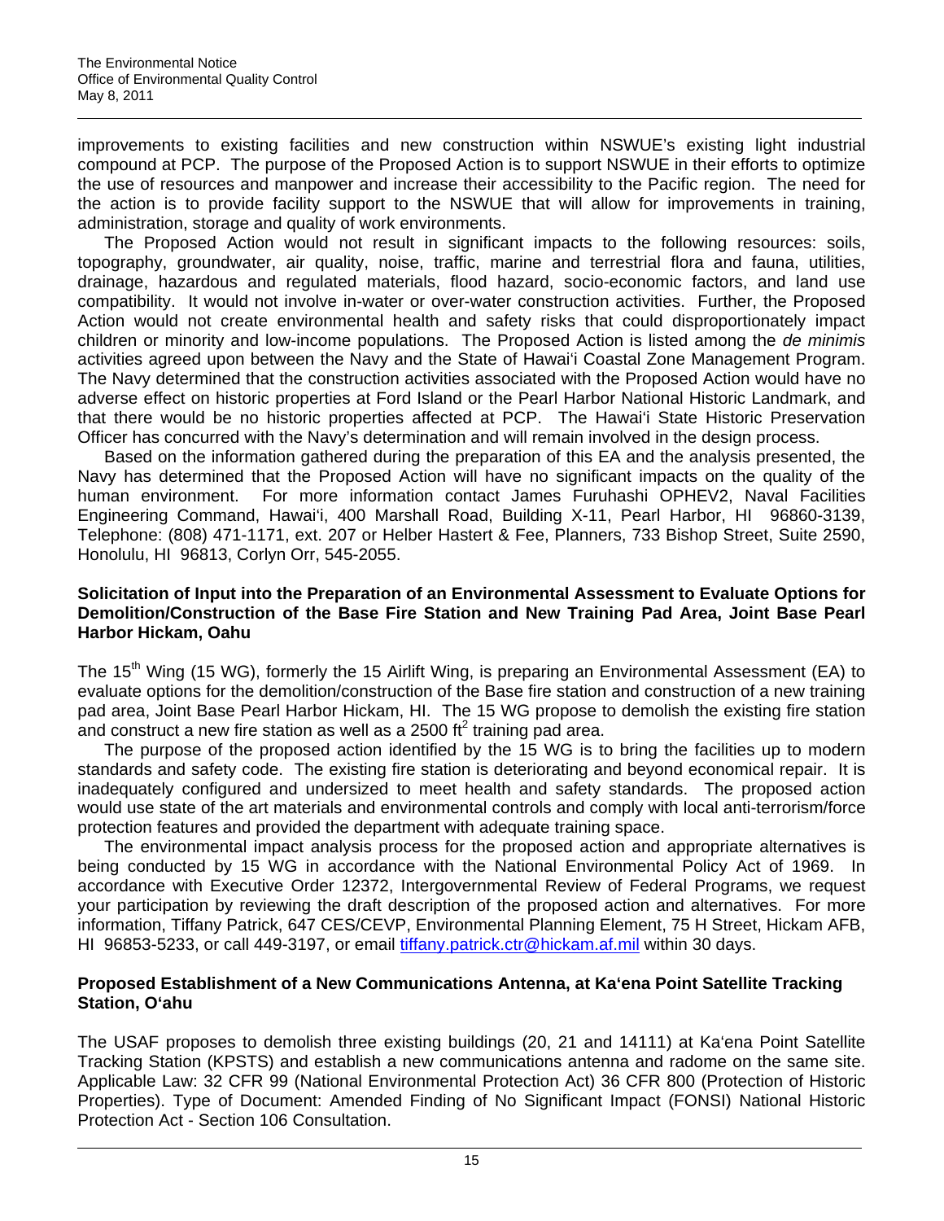improvements to existing facilities and new construction within NSWUE's existing light industrial compound at PCP. The purpose of the Proposed Action is to support NSWUE in their efforts to optimize the use of resources and manpower and increase their accessibility to the Pacific region. The need for the action is to provide facility support to the NSWUE that will allow for improvements in training, administration, storage and quality of work environments.

The Proposed Action would not result in significant impacts to the following resources: soils, topography, groundwater, air quality, noise, traffic, marine and terrestrial flora and fauna, utilities, drainage, hazardous and regulated materials, flood hazard, socio-economic factors, and land use compatibility. It would not involve in-water or over-water construction activities. Further, the Proposed Action would not create environmental health and safety risks that could disproportionately impact children or minority and low-income populations. The Proposed Action is listed among the *de minimis* activities agreed upon between the Navy and the State of Hawai'i Coastal Zone Management Program. The Navy determined that the construction activities associated with the Proposed Action would have no adverse effect on historic properties at Ford Island or the Pearl Harbor National Historic Landmark, and that there would be no historic properties affected at PCP. The Hawai'i State Historic Preservation Officer has concurred with the Navy's determination and will remain involved in the design process.

Based on the information gathered during the preparation of this EA and the analysis presented, the Navy has determined that the Proposed Action will have no significant impacts on the quality of the human environment. For more information contact James Furuhashi OPHEV2, Naval Facilities Engineering Command, Hawai'i, 400 Marshall Road, Building X-11, Pearl Harbor, HI 96860-3139, Telephone: (808) 471-1171, ext. 207 or Helber Hastert & Fee, Planners, 733 Bishop Street, Suite 2590, Honolulu, HI 96813, Corlyn Orr, 545-2055.

**Solicitation of Input into the Preparation of an Environmental Assessment to Evaluate Options for Demolition/Construction of the Base Fire Station and New Training Pad Area, Joint Base Pearl Harbor Hickam, Oahu**

The 15th Wing (15 WG), formerly the 15 Airlift Wing, is preparing an Environmental Assessment (EA) to evaluate options for the demolition/construction of the Base fire station and construction of a new training pad area, Joint Base Pearl Harbor Hickam, HI. The 15 WG propose to demolish the existing fire station and construct a new fire station as well as a 2500 $ft^2$ training pad area.

The purpose of the proposed action identified by the 15 WG is to bring the facilities up to modern standards and safety code. The existing fire station is deteriorating and beyond economical repair. It is inadequately configured and undersized to meet health and safety standards. The proposed action would use state of the art materials and environmental controls and comply with local anti-terrorism/force protection features and provided the department with adequate training space.

The environmental impact analysis process for the proposed action and appropriate alternatives is being conducted by 15 WG in accordance with the National Environmental Policy Act of 1969. In accordance with Executive Order 12372, Intergovernmental Review of Federal Programs, we request your participation by reviewing the draft description of the proposed action and alternatives. For more information, Tiffany Patrick, 647 CES/CEVP, Environmental Planning Element, 75 H Street, Hickam AFB, HI 96853-5233, or call 449-3197, or email tiffany.patrick.ctr@hickam.af.mil within 30 days.

**Proposed Establishment of a New Communications Antenna, at Ka'ena Point Satellite Tracking Station, O'ahu**

The USAF proposes to demolish three existing buildings (20, 21 and 14111) at Ka'ena Point Satellite Tracking Station (KPSTS) and establish a new communications antenna and radome on the same site. Applicable Law: 32 CFR 99 (National Environmental Protection Act) 36 CFR 800 (Protection of Historic Properties). Type of Document: Amended Finding of No Significant Impact (FONSI) National Historic Protection Act - Section 106 Consultation.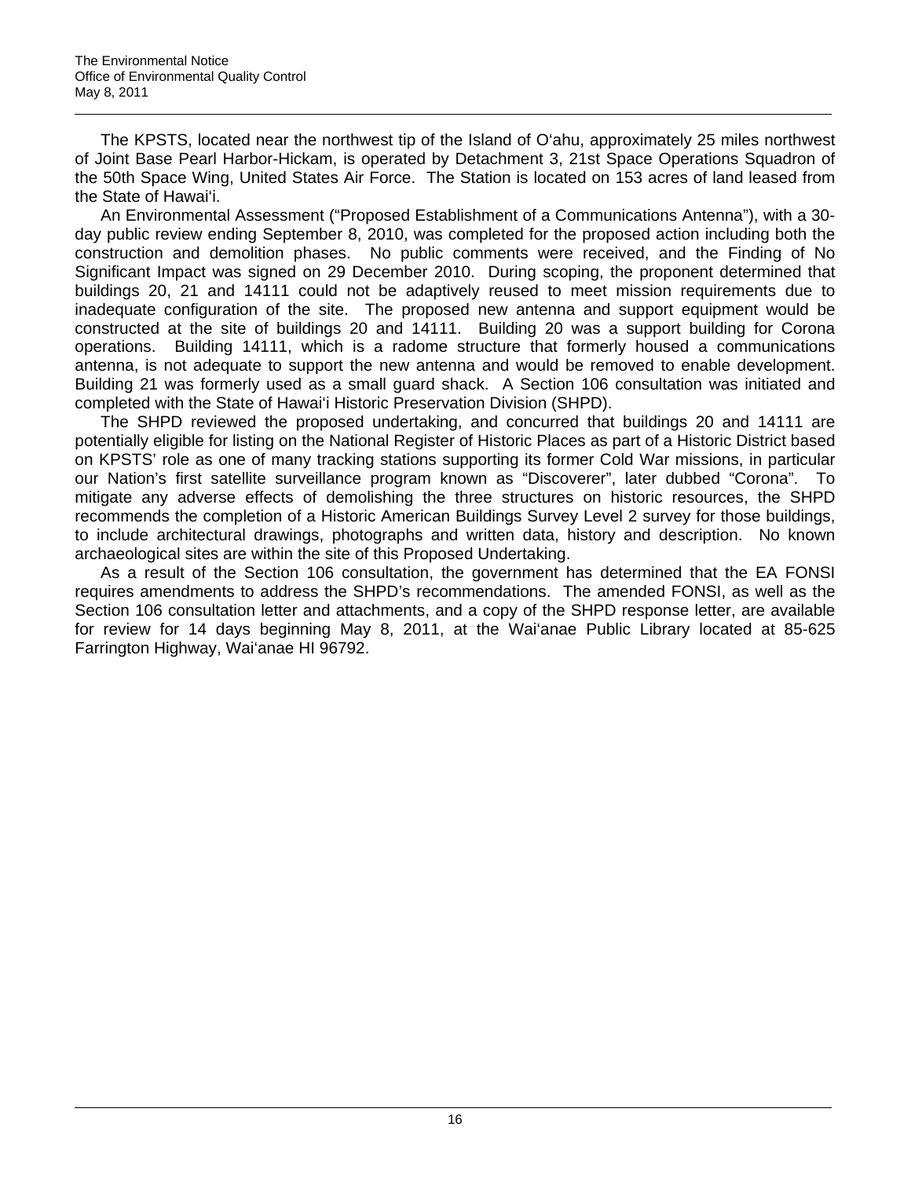The KPSTS, located near the northwest tip of the Island of O'ahu, approximately 25 miles northwest of Joint Base Pearl Harbor-Hickam, is operated by Detachment 3, 21st Space Operations Squadron of the 50th Space Wing, United States Air Force. The Station is located on 153 acres of land leased from the State of Hawai'i.

An Environmental Assessment ("Proposed Establishment of a Communications Antenna"), with a 30-day public review ending September 8, 2010, was completed for the proposed action including both the construction and demolition phases. No public comments were received, and the Finding of No Significant Impact was signed on 29 December 2010. During scoping, the proponent determined that buildings 20, 21 and 14111 could not be adaptively reused to meet mission requirements due to inadequate configuration of the site. The proposed new antenna and support equipment would be constructed at the site of buildings 20 and 14111. Building 20 was a support building for Corona operations. Building 14111, which is a radome structure that formerly housed a communications antenna, is not adequate to support the new antenna and would be removed to enable development. Building 21 was formerly used as a small guard shack. A Section 106 consultation was initiated and completed with the State of Hawai'i Historic Preservation Division (SHPD).

The SHPD reviewed the proposed undertaking, and concurred that buildings 20 and 14111 are potentially eligible for listing on the National Register of Historic Places as part of a Historic District based on KPSTS' role as one of many tracking stations supporting its former Cold War missions, in particular our Nation's first satellite surveillance program known as "Discoverer", later dubbed "Corona". To mitigate any adverse effects of demolishing the three structures on historic resources, the SHPD recommends the completion of a Historic American Buildings Survey Level 2 survey for those buildings, to include architectural drawings, photographs and written data, history and description. No known archaeological sites are within the site of this Proposed Undertaking.

As a result of the Section 106 consultation, the government has determined that the EA FONSI requires amendments to address the SHPD's recommendations. The amended FONSI, as well as the Section 106 consultation letter and attachments, and a copy of the SHPD response letter, are available for review for 14 days beginning May 8, 2011, at the Wai'anae Public Library located at 85-625 Farrington Highway, Wai'anae HI 96792.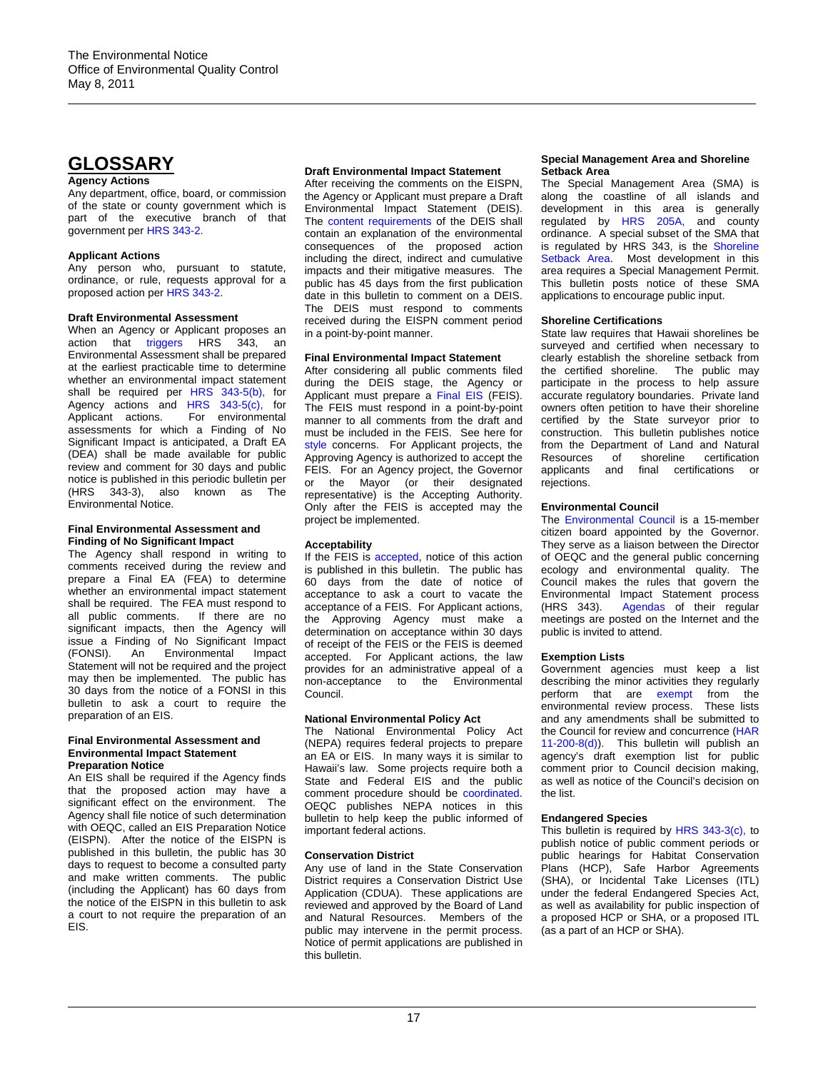# GLOSSARY

### Agency Actions

Any department, office, board, or commission of the state or county government which is part of the executive branch of that government per HRS 343-2.

### Applicant Actions

Any person who, pursuant to statute, ordinance, or rule, requests approval for a proposed action per HRS 343-2.

### Draft Environmental Assessment

When an Agency or Applicant proposes an action that triggers HRS 343, an Environmental Assessment shall be prepared at the earliest practicable time to determine whether an environmental impact statement shall be required per HRS 343-5(b), for Agency actions and HRS 343-5(c), for Applicant actions. For environmental assessments for which a Finding of No Significant Impact is anticipated, a Draft EA (DEA) shall be made available for public review and comment for 30 days and public notice is published in this periodic bulletin per (HRS 343-3), also known as The Environmental Notice.

### Final Environmental Assessment and Finding of No Significant Impact

The Agency shall respond in writing to comments received during the review and prepare a Final EA (FEA) to determine whether an environmental impact statement shall be required. The FEA must respond to all public comments. If there are no significant impacts, then the Agency will issue a Finding of No Significant Impact (FONSI). An Environmental Impact Statement will not be required and the project may then be implemented. The public has 30 days from the notice of a FONSI in this bulletin to ask a court to require the preparation of an EIS.

### Final Environmental Assessment and Environmental Impact Statement Preparation Notice

An EIS shall be required if the Agency finds that the proposed action may have a significant effect on the environment. The Agency shall file notice of such determination with OEQC, called an EIS Preparation Notice (EISPN). After the notice of the EISPN is published in this bulletin, the public has 30 days to request to become a consulted party and make written comments. The public (including the Applicant) has 60 days from the notice of the EISPN in this bulletin to ask a court to not require the preparation of an EIS.

### Draft Environmental Impact Statement

After receiving the comments on the EISPN, the Agency or Applicant must prepare a Draft Environmental Impact Statement (DEIS). The content requirements of the DEIS shall contain an explanation of the environmental consequences of the proposed action including the direct, indirect and cumulative impacts and their mitigative measures. The public has 45 days from the first publication date in this bulletin to comment on a DEIS. The DEIS must respond to comments received during the EISPN comment period in a point-by-point manner.

### Final Environmental Impact Statement

After considering all public comments filed during the DEIS stage, the Agency or Applicant must prepare a Final EIS (FEIS). The FEIS must respond in a point-by-point manner to all comments from the draft and must be included in the FEIS. See here for style concerns. For Applicant projects, the Approving Agency is authorized to accept the FEIS. For an Agency project, the Governor or the Mayor (or their designated representative) is the Accepting Authority. Only after the FEIS is accepted may the project be implemented.

### Acceptability

If the FEIS is accepted, notice of this action is published in this bulletin. The public has 60 days from the date of notice of acceptance to ask a court to vacate the acceptance of a FEIS. For Applicant actions, the Approving Agency must make a determination on acceptance within 30 days of receipt of the FEIS or the FEIS is deemed accepted. For Applicant actions, the law provides for an administrative appeal of a non-acceptance to the Environmental Council.

### National Environmental Policy Act

The National Environmental Policy Act (NEPA) requires federal projects to prepare an EA or EIS. In many ways it is similar to Hawaii's law. Some projects require both a State and Federal EIS and the public comment procedure should be coordinated. OEQC publishes NEPA notices in this bulletin to help keep the public informed of important federal actions.

### Conservation District

Any use of land in the State Conservation District requires a Conservation District Use Application (CDUA). These applications are reviewed and approved by the Board of Land and Natural Resources. Members of the public may intervene in the permit process. Notice of permit applications are published in this bulletin.

### Special Management Area and Shoreline Setback Area

The Special Management Area (SMA) is along the coastline of all islands and development in this area is generally regulated by HRS 205A, and county ordinance. A special subset of the SMA that is regulated by HRS 343, is the Shoreline Setback Area. Most development in this area requires a Special Management Permit. This bulletin posts notice of these SMA applications to encourage public input.

### Shoreline Certifications

State law requires that Hawaii shorelines be surveyed and certified when necessary to clearly establish the shoreline setback from the certified shoreline. The public may participate in the process to help assure accurate regulatory boundaries. Private land owners often petition to have their shoreline certified by the State surveyor prior to construction. This bulletin publishes notice from the Department of Land and Natural Resources of shoreline certification applicants and final certifications or rejections.

### Environmental Council

The Environmental Council is a 15-member citizen board appointed by the Governor. They serve as a liaison between the Director of OEQC and the general public concerning ecology and environmental quality. The Council makes the rules that govern the Environmental Impact Statement process (HRS 343). Agendas of their regular meetings are posted on the Internet and the public is invited to attend.

### Exemption Lists

Government agencies must keep a list describing the minor activities they regularly perform that are exempt from the environmental review process. These lists and any amendments shall be submitted to the Council for review and concurrence (HAR 11-200-8(d)). This bulletin will publish an agency's draft exemption list for public comment prior to Council decision making, as well as notice of the Council's decision on the list.

### Endangered Species

This bulletin is required by HRS 343-3(c), to publish notice of public comment periods or public hearings for Habitat Conservation Plans (HCP), Safe Harbor Agreements (SHA), or Incidental Take Licenses (ITL) under the federal Endangered Species Act, as well as availability for public inspection of a proposed HCP or SHA, or a proposed ITL (as a part of an HCP or SHA).